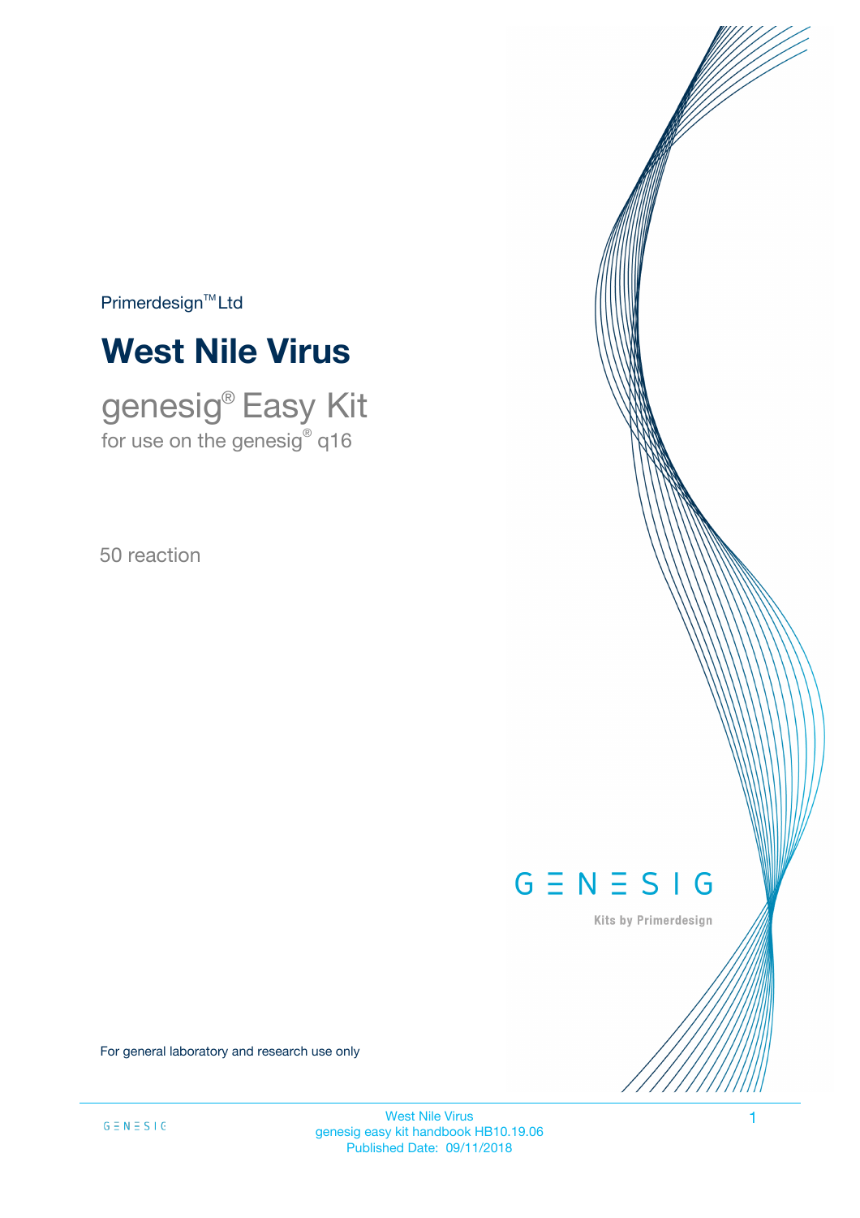Primerdesign™ Ltd

# West Nile Virus

## genesig® Easy Kit

for use on the genesig® q16

50 reaction

GENESIG

Kits by Primerdesign

For general laboratory and research use only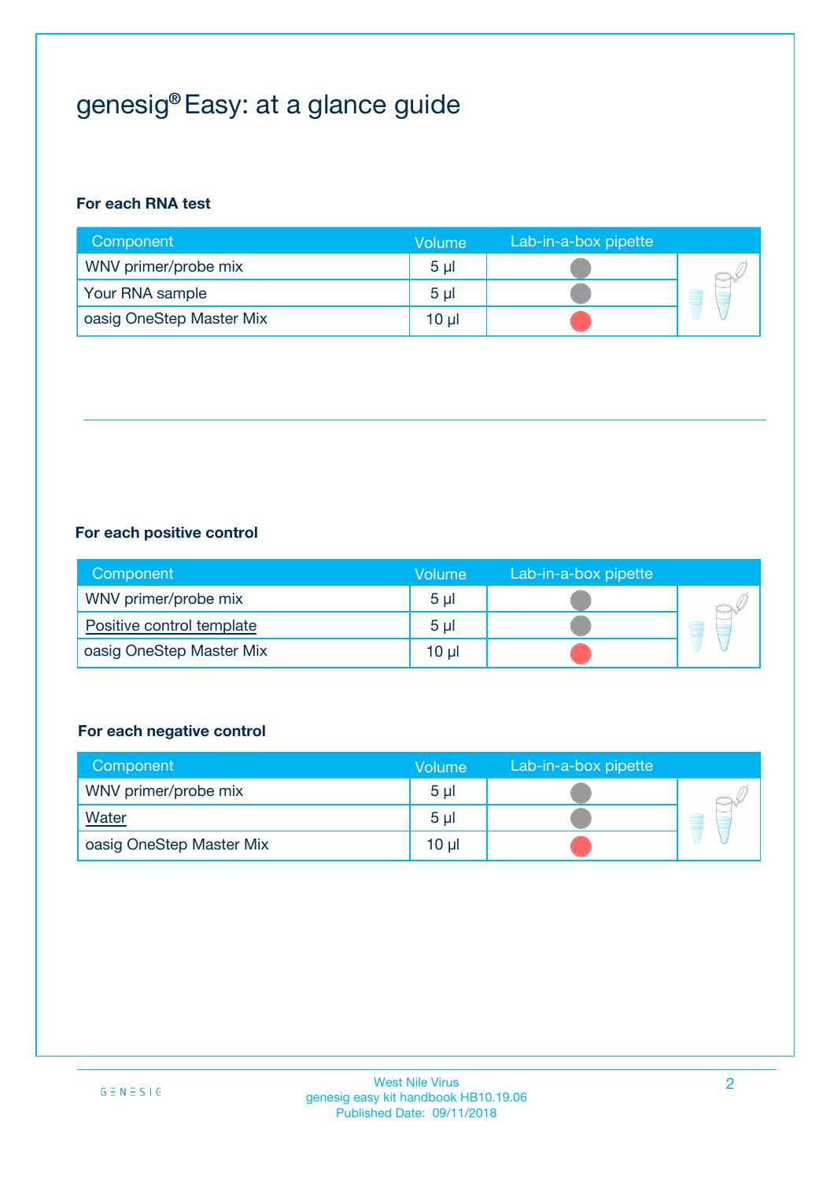# genesig® Easy: at a glance guide

**For each RNA test**

| Component | Volume | Lab-in-a-box pipette |
|---|---|---|
| WNV primer/probe mix | 5 µl | |
| Your RNA sample | 5 µl | |
| oasig OneStep Master Mix | 10 µl | |

**For each positive control**

| Component | Volume | Lab-in-a-box pipette |
|---|---|---|
| WNV primer/probe mix | 5 µl | |
| Positive control template | 5 µl | |
| oasig OneStep Master Mix | 10 µl | |

**For each negative control**

| Component | Volume | Lab-in-a-box pipette |
|---|---|---|
| WNV primer/probe mix | 5 µl | |
| Water | 5 µl | |
| oasig OneStep Master Mix | 10 µl | |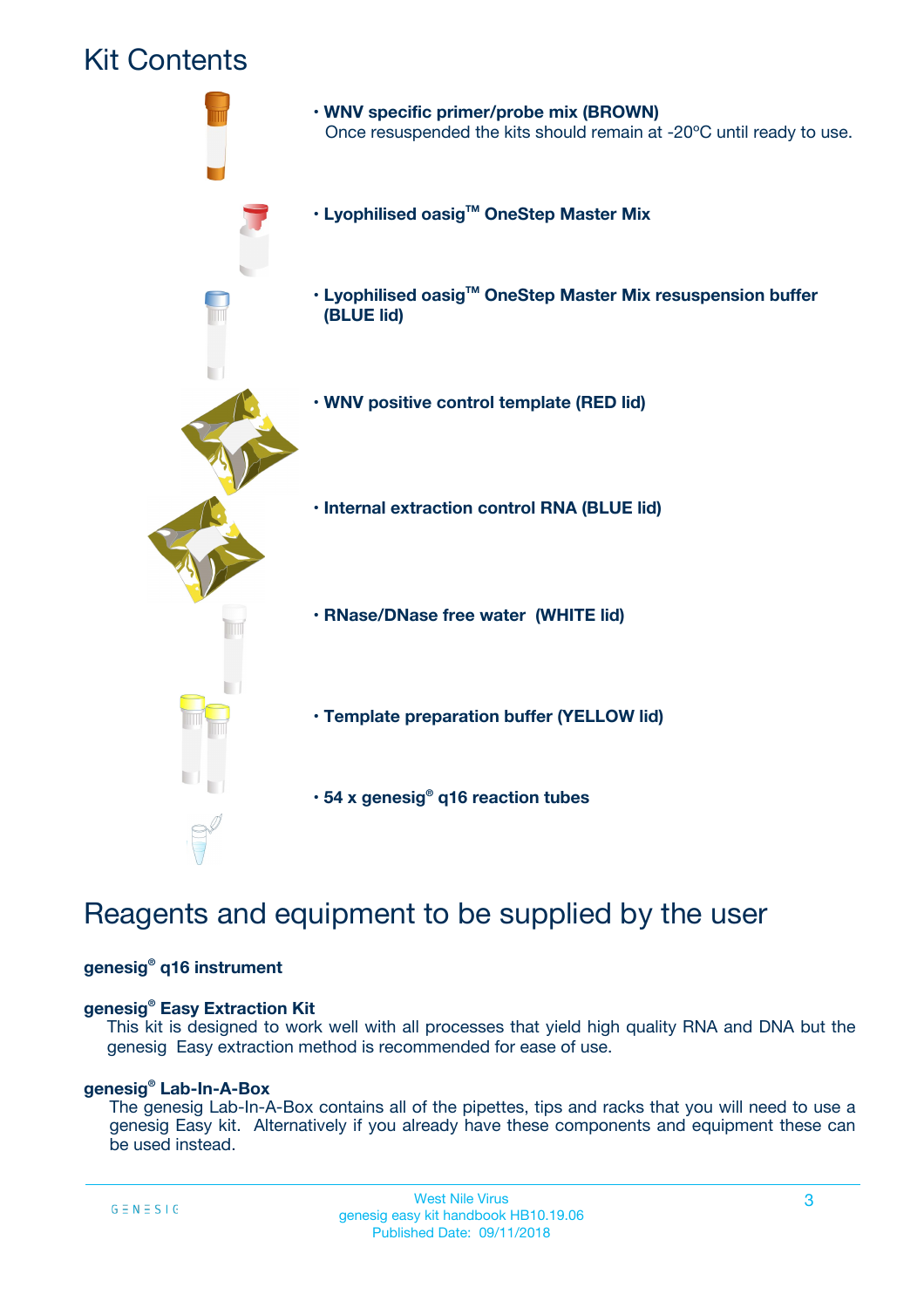# Kit Contents

- **WNV specific primer/probe mix (BROWN)**
  Once resuspended the kits should remain at -20ºC until ready to use.

- **Lyophilised oasig™ OneStep Master Mix**

- **Lyophilised oasig™ OneStep Master Mix resuspension buffer (BLUE lid)**

- **WNV positive control template (RED lid)**

- **Internal extraction control RNA (BLUE lid)**

- **RNase/DNase free water (WHITE lid)**

- **Template preparation buffer (YELLOW lid)**

- **54 x genesig® q16 reaction tubes**

# Reagents and equipment to be supplied by the user

**genesig® q16 instrument**

**genesig® Easy Extraction Kit**

This kit is designed to work well with all processes that yield high quality RNA and DNA but the genesig Easy extraction method is recommended for ease of use.

**genesig® Lab-In-A-Box**

The genesig Lab-In-A-Box contains all of the pipettes, tips and racks that you will need to use a genesig Easy kit. Alternatively if you already have these components and equipment these can be used instead.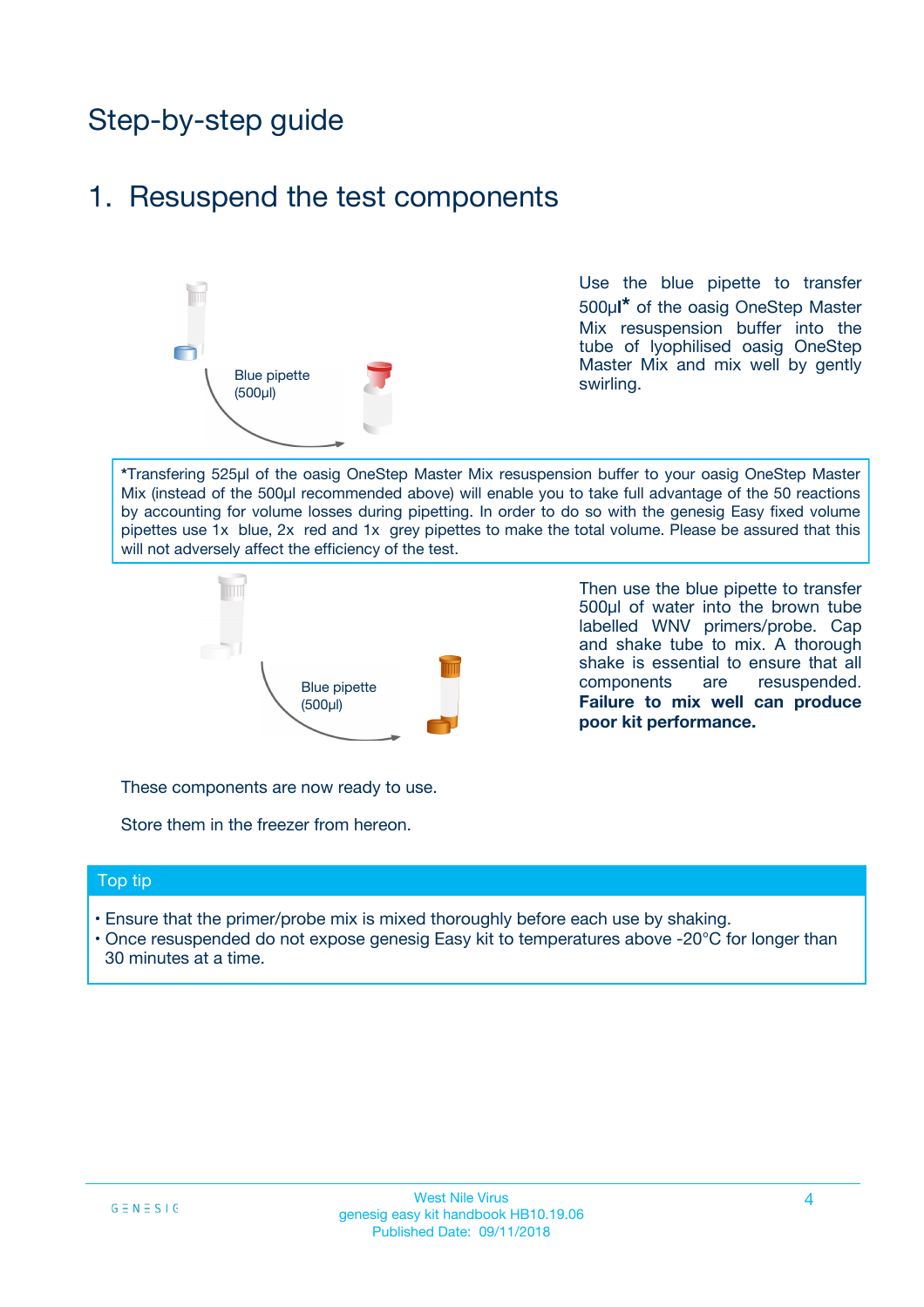# Step-by-step guide

## 1. Resuspend the test components

Blue pipette (500µl)

Use the blue pipette to transfer 500µl* of the oasig OneStep Master Mix resuspension buffer into the tube of lyophilised oasig OneStep Master Mix and mix well by gently swirling.

*Transfering 525µl of the oasig OneStep Master Mix resuspension buffer to your oasig OneStep Master Mix (instead of the 500µl recommended above) will enable you to take full advantage of the 50 reactions by accounting for volume losses during pipetting. In order to do so with the genesig Easy fixed volume pipettes use 1x blue, 2x red and 1x grey pipettes to make the total volume. Please be assured that this will not adversely affect the efficiency of the test.

Blue pipette (500µl)

Then use the blue pipette to transfer 500µl of water into the brown tube labelled WNV primers/probe. Cap and shake tube to mix. A thorough shake is essential to ensure that all components are resuspended. **Failure to mix well can produce poor kit performance.**

These components are now ready to use.

Store them in the freezer from hereon.

### Top tip

- Ensure that the primer/probe mix is mixed thoroughly before each use by shaking.
- Once resuspended do not expose genesig Easy kit to temperatures above -20°C for longer than 30 minutes at a time.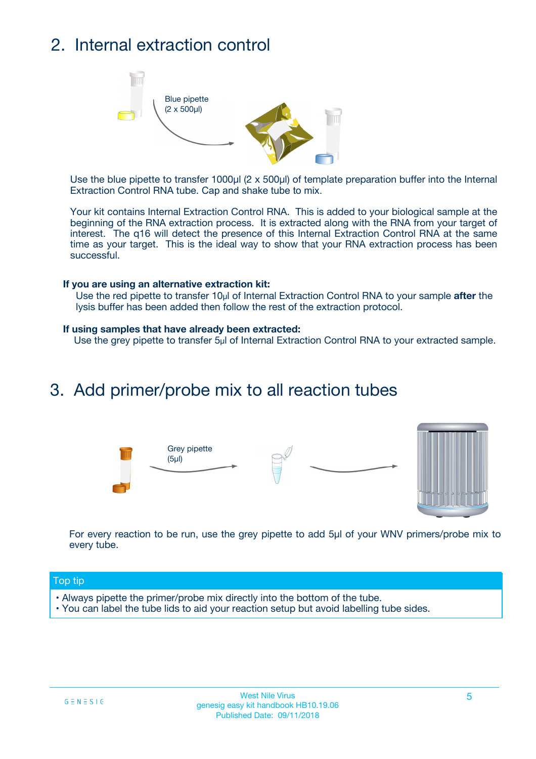## 2. Internal extraction control

Blue pipette (2 x 500µl)

Use the blue pipette to transfer 1000µl (2 x 500µl) of template preparation buffer into the Internal Extraction Control RNA tube. Cap and shake tube to mix.

Your kit contains Internal Extraction Control RNA. This is added to your biological sample at the beginning of the RNA extraction process. It is extracted along with the RNA from your target of interest. The q16 will detect the presence of this Internal Extraction Control RNA at the same time as your target. This is the ideal way to show that your RNA extraction process has been successful.

**If you are using an alternative extraction kit:**

Use the red pipette to transfer 10µl of Internal Extraction Control RNA to your sample **after** the lysis buffer has been added then follow the rest of the extraction protocol.

**If using samples that have already been extracted:**

Use the grey pipette to transfer 5µl of Internal Extraction Control RNA to your extracted sample.

## 3. Add primer/probe mix to all reaction tubes

Grey pipette (5µl)

For every reaction to be run, use the grey pipette to add 5µl of your WNV primers/probe mix to every tube.

**Top tip**

- Always pipette the primer/probe mix directly into the bottom of the tube.
- You can label the tube lids to aid your reaction setup but avoid labelling tube sides.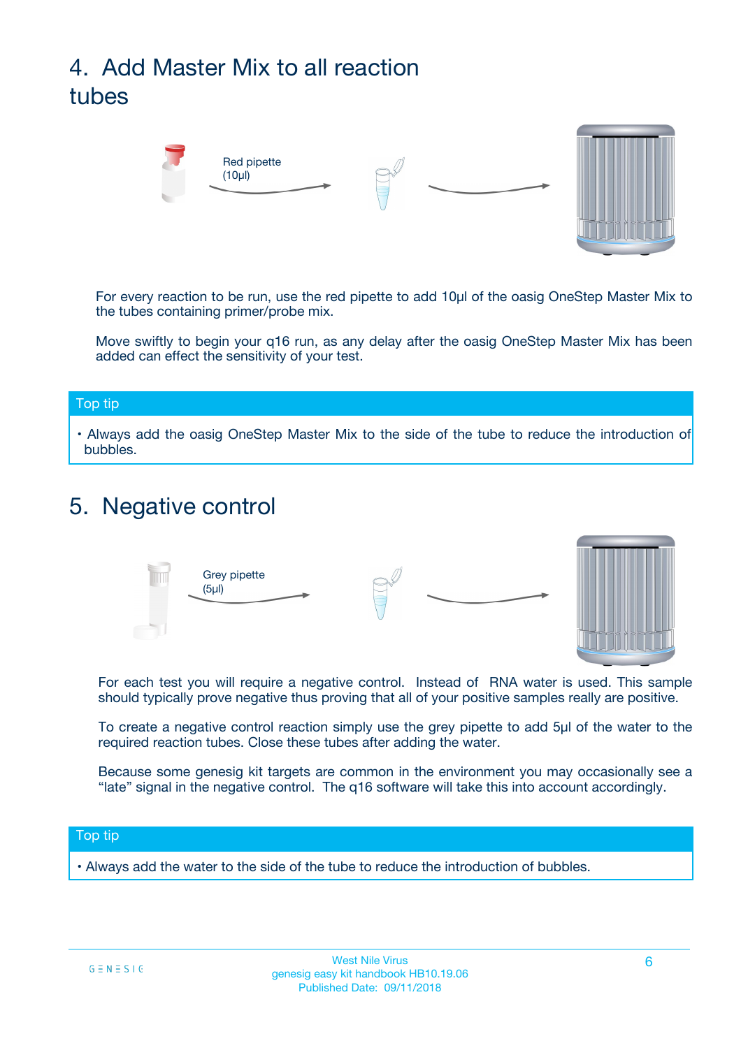## 4. Add Master Mix to all reaction tubes

Red pipette (10µl)

For every reaction to be run, use the red pipette to add 10µl of the oasig OneStep Master Mix to the tubes containing primer/probe mix.

Move swiftly to begin your q16 run, as any delay after the oasig OneStep Master Mix has been added can effect the sensitivity of your test.

**Top tip**

- Always add the oasig OneStep Master Mix to the side of the tube to reduce the introduction of bubbles.

## 5. Negative control

Grey pipette (5µl)

For each test you will require a negative control. Instead of RNA water is used. This sample should typically prove negative thus proving that all of your positive samples really are positive.

To create a negative control reaction simply use the grey pipette to add 5µl of the water to the required reaction tubes. Close these tubes after adding the water.

Because some genesig kit targets are common in the environment you may occasionally see a "late" signal in the negative control. The q16 software will take this into account accordingly.

**Top tip**

- Always add the water to the side of the tube to reduce the introduction of bubbles.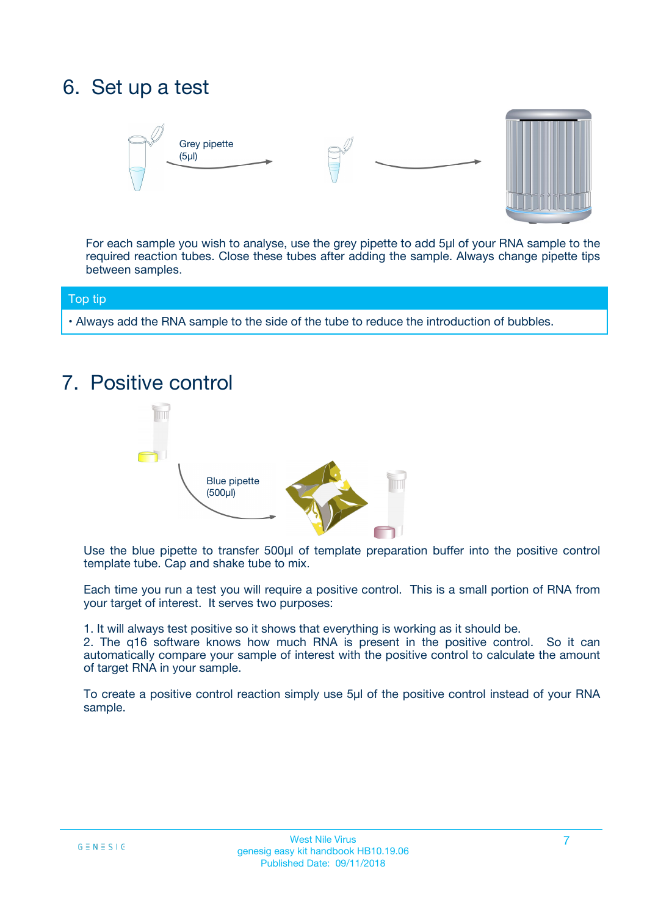# 6. Set up a test

Grey pipette (5µl)

For each sample you wish to analyse, use the grey pipette to add 5µl of your RNA sample to the required reaction tubes. Close these tubes after adding the sample. Always change pipette tips between samples.

**Top tip**

- Always add the RNA sample to the side of the tube to reduce the introduction of bubbles.

# 7. Positive control

Blue pipette (500µl)

Use the blue pipette to transfer 500µl of template preparation buffer into the positive control template tube. Cap and shake tube to mix.

Each time you run a test you will require a positive control. This is a small portion of RNA from your target of interest. It serves two purposes:

1. It will always test positive so it shows that everything is working as it should be.
2. The q16 software knows how much RNA is present in the positive control. So it can automatically compare your sample of interest with the positive control to calculate the amount of target RNA in your sample.

To create a positive control reaction simply use 5µl of the positive control instead of your RNA sample.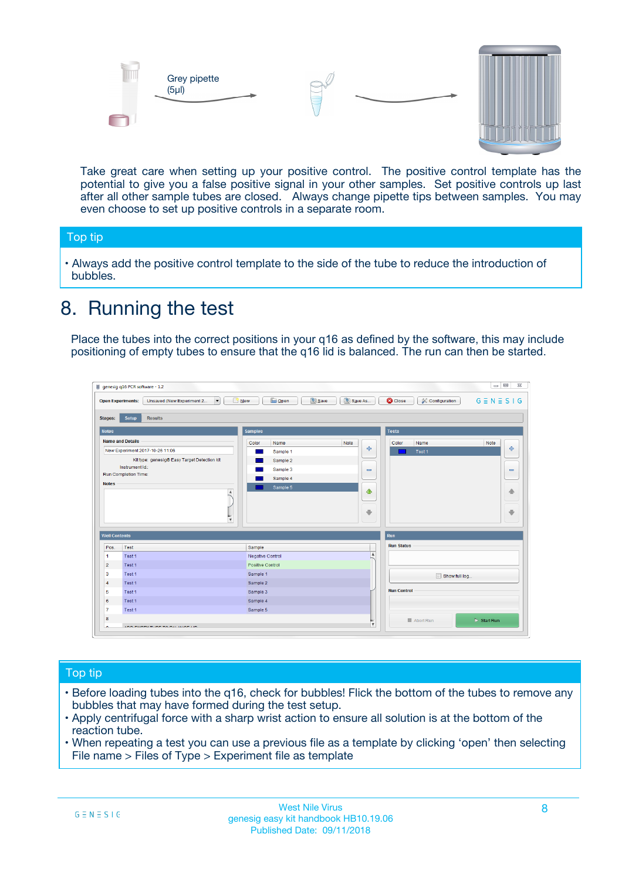Grey pipette (5µl)

Take great care when setting up your positive control. The positive control template has the potential to give you a false positive signal in your other samples. Set positive controls up last after all other sample tubes are closed. Always change pipette tips between samples. You may even choose to set up positive controls in a separate room.

## Top tip

- Always add the positive control template to the side of the tube to reduce the introduction of bubbles.

# 8. Running the test

Place the tubes into the correct positions in your q16 as defined by the software, this may include positioning of empty tubes to ensure that the q16 lid is balanced. The run can then be started.

## Top tip

- Before loading tubes into the q16, check for bubbles! Flick the bottom of the tubes to remove any bubbles that may have formed during the test setup.
- Apply centrifugal force with a sharp wrist action to ensure all solution is at the bottom of the reaction tube.
- When repeating a test you can use a previous file as a template by clicking 'open' then selecting File name > Files of Type > Experiment file as template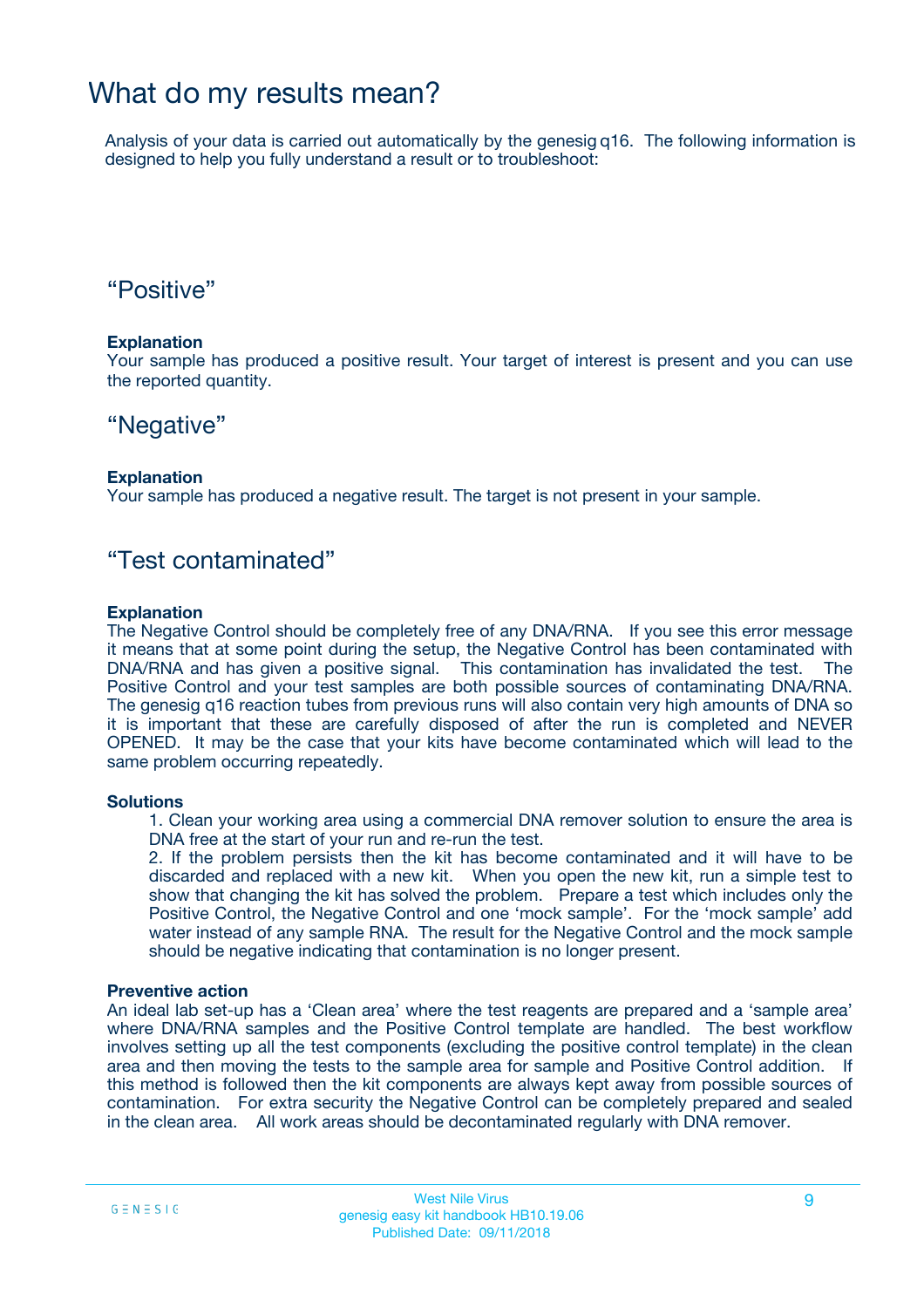# What do my results mean?

Analysis of your data is carried out automatically by the genesig q16. The following information is designed to help you fully understand a result or to troubleshoot:

## “Positive”

**Explanation**

Your sample has produced a positive result. Your target of interest is present and you can use the reported quantity.

## “Negative”

**Explanation**

Your sample has produced a negative result. The target is not present in your sample.

## “Test contaminated”

**Explanation**

The Negative Control should be completely free of any DNA/RNA. If you see this error message it means that at some point during the setup, the Negative Control has been contaminated with DNA/RNA and has given a positive signal. This contamination has invalidated the test. The Positive Control and your test samples are both possible sources of contaminating DNA/RNA. The genesig q16 reaction tubes from previous runs will also contain very high amounts of DNA so it is important that these are carefully disposed of after the run is completed and NEVER OPENED. It may be the case that your kits have become contaminated which will lead to the same problem occurring repeatedly.

**Solutions**

1. Clean your working area using a commercial DNA remover solution to ensure the area is DNA free at the start of your run and re-run the test.
2. If the problem persists then the kit has become contaminated and it will have to be discarded and replaced with a new kit. When you open the new kit, run a simple test to show that changing the kit has solved the problem. Prepare a test which includes only the Positive Control, the Negative Control and one ‘mock sample’. For the ‘mock sample’ add water instead of any sample RNA. The result for the Negative Control and the mock sample should be negative indicating that contamination is no longer present.

**Preventive action**

An ideal lab set-up has a ‘Clean area’ where the test reagents are prepared and a ‘sample area’ where DNA/RNA samples and the Positive Control template are handled. The best workflow involves setting up all the test components (excluding the positive control template) in the clean area and then moving the tests to the sample area for sample and Positive Control addition. If this method is followed then the kit components are always kept away from possible sources of contamination. For extra security the Negative Control can be completely prepared and sealed in the clean area. All work areas should be decontaminated regularly with DNA remover.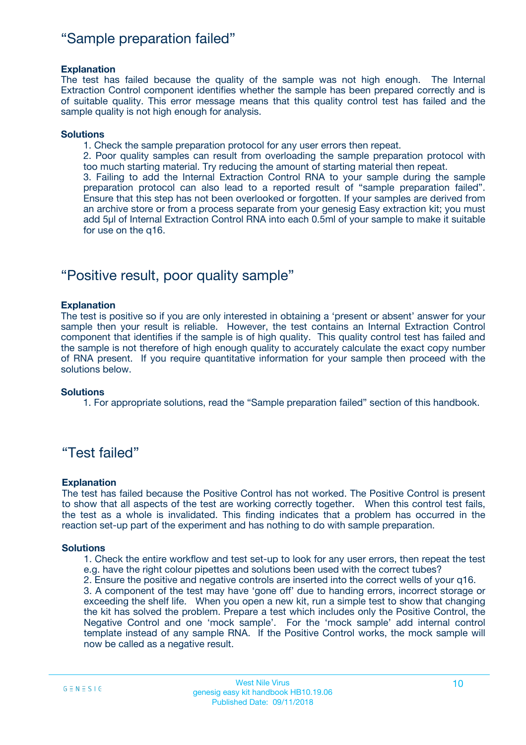## "Sample preparation failed"

**Explanation**

The test has failed because the quality of the sample was not high enough. The Internal Extraction Control component identifies whether the sample has been prepared correctly and is of suitable quality. This error message means that this quality control test has failed and the sample quality is not high enough for analysis.

**Solutions**

1. Check the sample preparation protocol for any user errors then repeat.
2. Poor quality samples can result from overloading the sample preparation protocol with too much starting material. Try reducing the amount of starting material then repeat.
3. Failing to add the Internal Extraction Control RNA to your sample during the sample preparation protocol can also lead to a reported result of "sample preparation failed". Ensure that this step has not been overlooked or forgotten. If your samples are derived from an archive store or from a process separate from your genesig Easy extraction kit; you must add 5µl of Internal Extraction Control RNA into each 0.5ml of your sample to make it suitable for use on the q16.

## "Positive result, poor quality sample"

**Explanation**

The test is positive so if you are only interested in obtaining a 'present or absent' answer for your sample then your result is reliable. However, the test contains an Internal Extraction Control component that identifies if the sample is of high quality. This quality control test has failed and the sample is not therefore of high enough quality to accurately calculate the exact copy number of RNA present. If you require quantitative information for your sample then proceed with the solutions below.

**Solutions**

1. For appropriate solutions, read the "Sample preparation failed" section of this handbook.

## "Test failed"

**Explanation**

The test has failed because the Positive Control has not worked. The Positive Control is present to show that all aspects of the test are working correctly together. When this control test fails, the test as a whole is invalidated. This finding indicates that a problem has occurred in the reaction set-up part of the experiment and has nothing to do with sample preparation.

**Solutions**

1. Check the entire workflow and test set-up to look for any user errors, then repeat the test e.g. have the right colour pipettes and solutions been used with the correct tubes?
2. Ensure the positive and negative controls are inserted into the correct wells of your q16.
3. A component of the test may have 'gone off' due to handing errors, incorrect storage or exceeding the shelf life. When you open a new kit, run a simple test to show that changing the kit has solved the problem. Prepare a test which includes only the Positive Control, the Negative Control and one 'mock sample'. For the 'mock sample' add internal control template instead of any sample RNA. If the Positive Control works, the mock sample will now be called as a negative result.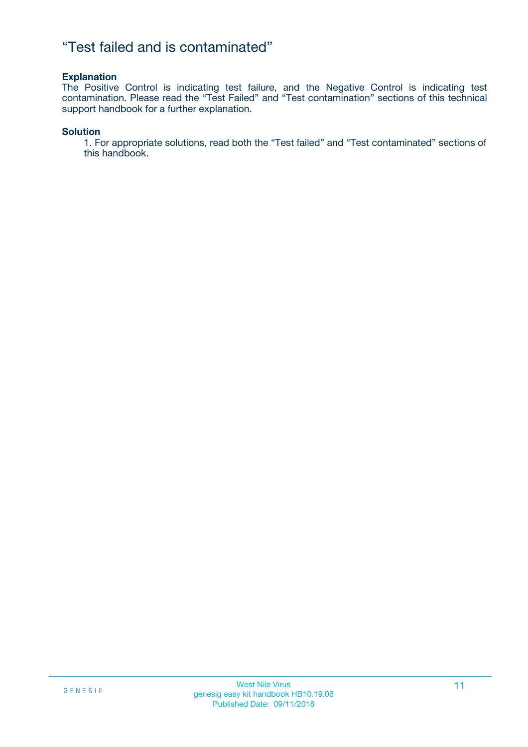# “Test failed and is contaminated”

**Explanation**

The Positive Control is indicating test failure, and the Negative Control is indicating test contamination. Please read the “Test Failed” and “Test contamination” sections of this technical support handbook for a further explanation.

**Solution**

1. For appropriate solutions, read both the “Test failed” and “Test contaminated” sections of this handbook.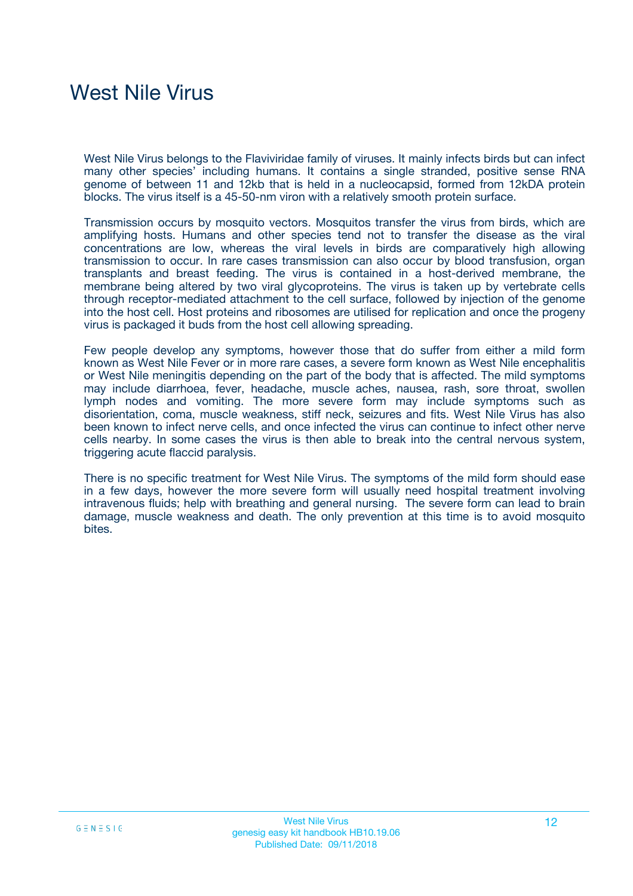# West Nile Virus

West Nile Virus belongs to the Flaviviridae family of viruses. It mainly infects birds but can infect many other species' including humans. It contains a single stranded, positive sense RNA genome of between 11 and 12kb that is held in a nucleocapsid, formed from 12kDA protein blocks. The virus itself is a 45-50-nm viron with a relatively smooth protein surface.

Transmission occurs by mosquito vectors. Mosquitos transfer the virus from birds, which are amplifying hosts. Humans and other species tend not to transfer the disease as the viral concentrations are low, whereas the viral levels in birds are comparatively high allowing transmission to occur. In rare cases transmission can also occur by blood transfusion, organ transplants and breast feeding. The virus is contained in a host-derived membrane, the membrane being altered by two viral glycoproteins. The virus is taken up by vertebrate cells through receptor-mediated attachment to the cell surface, followed by injection of the genome into the host cell. Host proteins and ribosomes are utilised for replication and once the progeny virus is packaged it buds from the host cell allowing spreading.

Few people develop any symptoms, however those that do suffer from either a mild form known as West Nile Fever or in more rare cases, a severe form known as West Nile encephalitis or West Nile meningitis depending on the part of the body that is affected. The mild symptoms may include diarrhoea, fever, headache, muscle aches, nausea, rash, sore throat, swollen lymph nodes and vomiting. The more severe form may include symptoms such as disorientation, coma, muscle weakness, stiff neck, seizures and fits. West Nile Virus has also been known to infect nerve cells, and once infected the virus can continue to infect other nerve cells nearby. In some cases the virus is then able to break into the central nervous system, triggering acute flaccid paralysis.

There is no specific treatment for West Nile Virus. The symptoms of the mild form should ease in a few days, however the more severe form will usually need hospital treatment involving intravenous fluids; help with breathing and general nursing. The severe form can lead to brain damage, muscle weakness and death. The only prevention at this time is to avoid mosquito bites.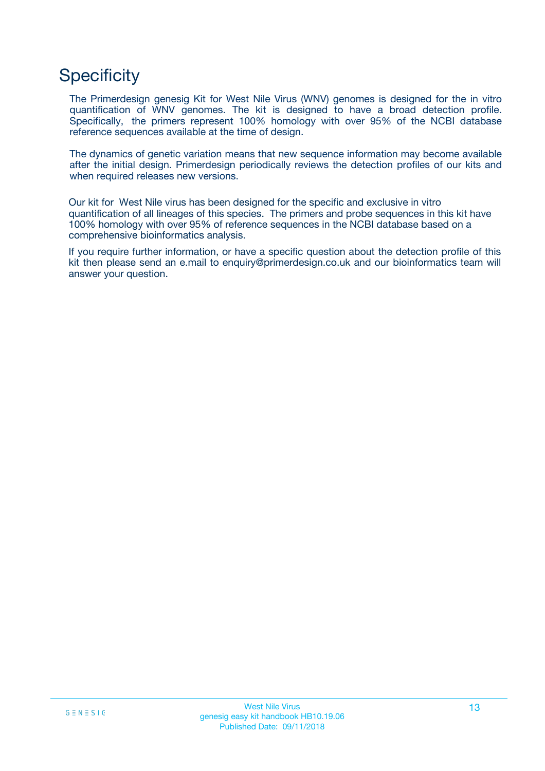# Specificity

The Primerdesign genesig Kit for West Nile Virus (WNV) genomes is designed for the in vitro quantification of WNV genomes. The kit is designed to have a broad detection profile. Specifically, the primers represent 100% homology with over 95% of the NCBI database reference sequences available at the time of design.

The dynamics of genetic variation means that new sequence information may become available after the initial design. Primerdesign periodically reviews the detection profiles of our kits and when required releases new versions.

Our kit for West Nile virus has been designed for the specific and exclusive in vitro quantification of all lineages of this species. The primers and probe sequences in this kit have 100% homology with over 95% of reference sequences in the NCBI database based on a comprehensive bioinformatics analysis.

If you require further information, or have a specific question about the detection profile of this kit then please send an e.mail to enquiry@primerdesign.co.uk and our bioinformatics team will answer your question.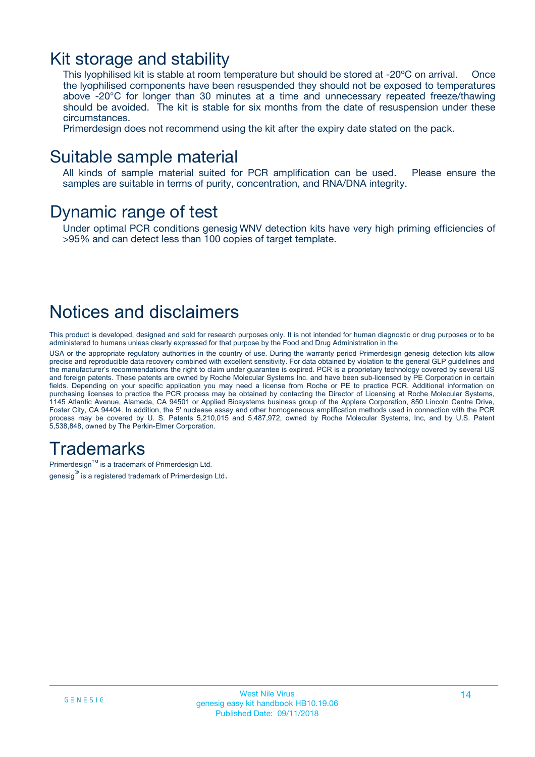## Kit storage and stability

This lyophilised kit is stable at room temperature but should be stored at -20ºC on arrival. Once the lyophilised components have been resuspended they should not be exposed to temperatures above -20°C for longer than 30 minutes at a time and unnecessary repeated freeze/thawing should be avoided. The kit is stable for six months from the date of resuspension under these circumstances.

Primerdesign does not recommend using the kit after the expiry date stated on the pack.

## Suitable sample material

All kinds of sample material suited for PCR amplification can be used. Please ensure the samples are suitable in terms of purity, concentration, and RNA/DNA integrity.

## Dynamic range of test

Under optimal PCR conditions genesig WNV detection kits have very high priming efficiencies of >95% and can detect less than 100 copies of target template.

# Notices and disclaimers

This product is developed, designed and sold for research purposes only. It is not intended for human diagnostic or drug purposes or to be administered to humans unless clearly expressed for that purpose by the Food and Drug Administration in the

USA or the appropriate regulatory authorities in the country of use. During the warranty period Primerdesign genesig detection kits allow precise and reproducible data recovery combined with excellent sensitivity. For data obtained by violation to the general GLP guidelines and the manufacturer's recommendations the right to claim under guarantee is expired. PCR is a proprietary technology covered by several US and foreign patents. These patents are owned by Roche Molecular Systems Inc. and have been sub-licensed by PE Corporation in certain fields. Depending on your specific application you may need a license from Roche or PE to practice PCR. Additional information on purchasing licenses to practice the PCR process may be obtained by contacting the Director of Licensing at Roche Molecular Systems, 1145 Atlantic Avenue, Alameda, CA 94501 or Applied Biosystems business group of the Applera Corporation, 850 Lincoln Centre Drive, Foster City, CA 94404. In addition, the 5' nuclease assay and other homogeneous amplification methods used in connection with the PCR process may be covered by U. S. Patents 5,210,015 and 5,487,972, owned by Roche Molecular Systems, Inc, and by U.S. Patent 5,538,848, owned by The Perkin-Elmer Corporation.

# Trademarks

Primerdesign™ is a trademark of Primerdesign Ltd.

genesig® is a registered trademark of Primerdesign Ltd.